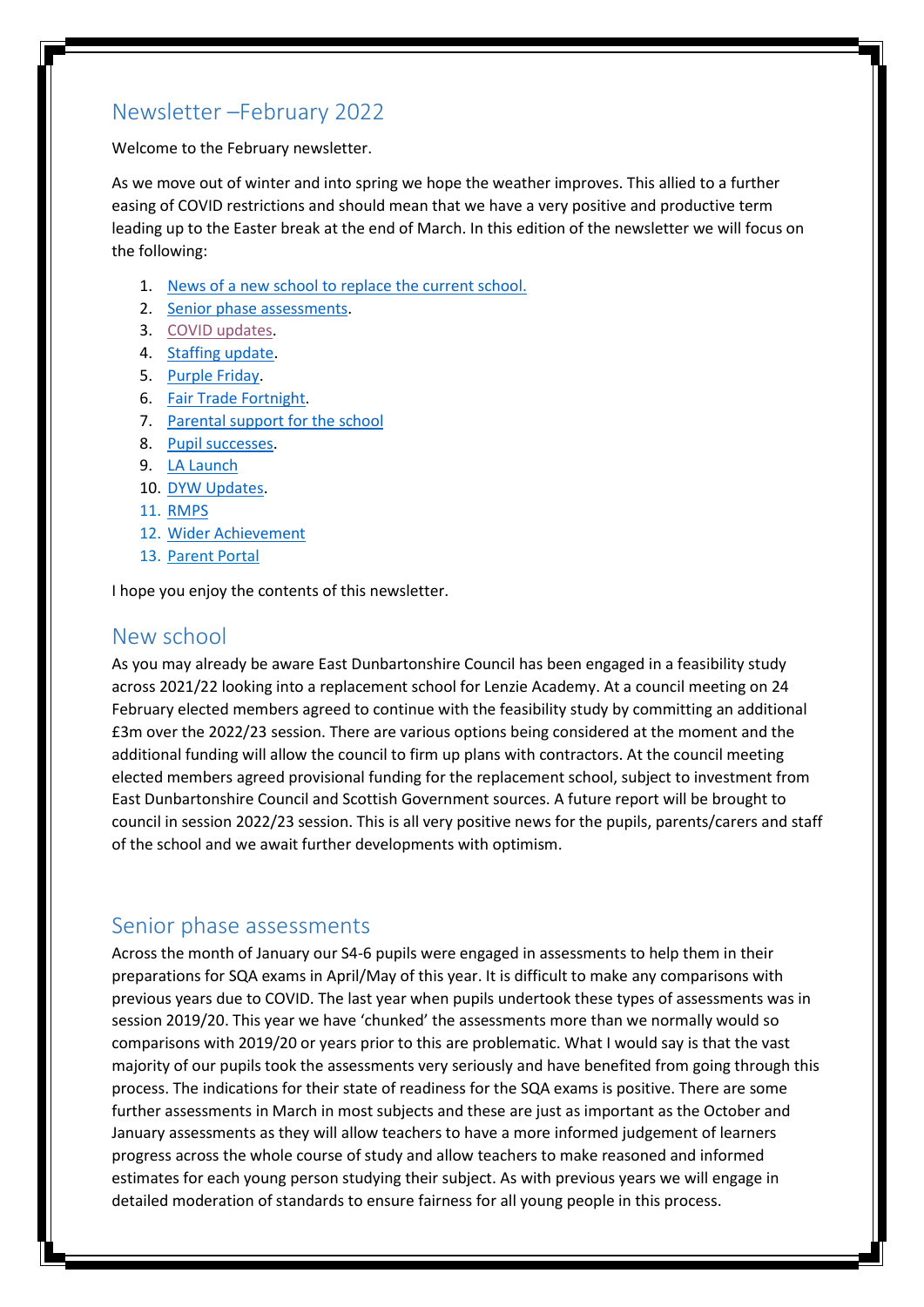# Newsletter –February 2022

Welcome to the February newsletter.

As we move out of winter and into spring we hope the weather improves. This allied to a further easing of COVID restrictions and should mean that we have a very positive and productive term leading up to the Easter break at the end of March. In this edition of the newsletter we will focus on the following:

1. News of a new school to replace the current school.
2. Senior phase assessments.
3. COVID updates.
4. Staffing update.
5. Purple Friday.
6. Fair Trade Fortnight.
7. Parental support for the school
8. Pupil successes.
9. LA Launch
10. DYW Updates.
11. RMPS
12. Wider Achievement
13. Parent Portal

I hope you enjoy the contents of this newsletter.

## New school

As you may already be aware East Dunbartonshire Council has been engaged in a feasibility study across 2021/22 looking into a replacement school for Lenzie Academy. At a council meeting on 24 February elected members agreed to continue with the feasibility study by committing an additional £3m over the 2022/23 session. There are various options being considered at the moment and the additional funding will allow the council to firm up plans with contractors. At the council meeting elected members agreed provisional funding for the replacement school, subject to investment from East Dunbartonshire Council and Scottish Government sources. A future report will be brought to council in session 2022/23 session. This is all very positive news for the pupils, parents/carers and staff of the school and we await further developments with optimism.

## Senior phase assessments

Across the month of January our S4-6 pupils were engaged in assessments to help them in their preparations for SQA exams in April/May of this year. It is difficult to make any comparisons with previous years due to COVID. The last year when pupils undertook these types of assessments was in session 2019/20. This year we have 'chunked' the assessments more than we normally would so comparisons with 2019/20 or years prior to this are problematic. What I would say is that the vast majority of our pupils took the assessments very seriously and have benefited from going through this process. The indications for their state of readiness for the SQA exams is positive. There are some further assessments in March in most subjects and these are just as important as the October and January assessments as they will allow teachers to have a more informed judgement of learners progress across the whole course of study and allow teachers to make reasoned and informed estimates for each young person studying their subject. As with previous years we will engage in detailed moderation of standards to ensure fairness for all young people in this process.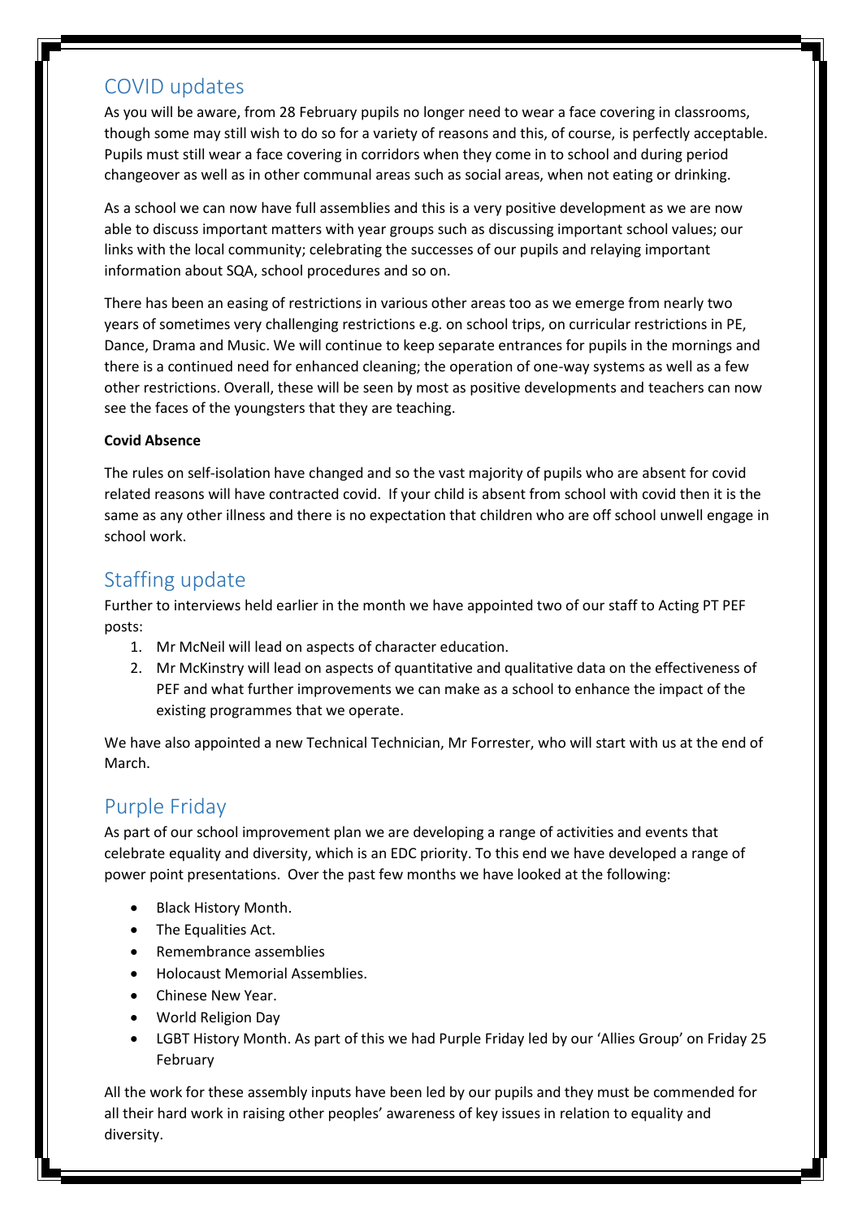## COVID updates

As you will be aware, from 28 February pupils no longer need to wear a face covering in classrooms, though some may still wish to do so for a variety of reasons and this, of course, is perfectly acceptable. Pupils must still wear a face covering in corridors when they come in to school and during period changeover as well as in other communal areas such as social areas, when not eating or drinking.

As a school we can now have full assemblies and this is a very positive development as we are now able to discuss important matters with year groups such as discussing important school values; our links with the local community; celebrating the successes of our pupils and relaying important information about SQA, school procedures and so on.

There has been an easing of restrictions in various other areas too as we emerge from nearly two years of sometimes very challenging restrictions e.g. on school trips, on curricular restrictions in PE, Dance, Drama and Music. We will continue to keep separate entrances for pupils in the mornings and there is a continued need for enhanced cleaning; the operation of one-way systems as well as a few other restrictions. Overall, these will be seen by most as positive developments and teachers can now see the faces of the youngsters that they are teaching.

**Covid Absence**

The rules on self-isolation have changed and so the vast majority of pupils who are absent for covid related reasons will have contracted covid. If your child is absent from school with covid then it is the same as any other illness and there is no expectation that children who are off school unwell engage in school work.

## Staffing update

Further to interviews held earlier in the month we have appointed two of our staff to Acting PT PEF posts:

1. Mr McNeil will lead on aspects of character education.
2. Mr McKinstry will lead on aspects of quantitative and qualitative data on the effectiveness of PEF and what further improvements we can make as a school to enhance the impact of the existing programmes that we operate.

We have also appointed a new Technical Technician, Mr Forrester, who will start with us at the end of March.

## Purple Friday

As part of our school improvement plan we are developing a range of activities and events that celebrate equality and diversity, which is an EDC priority. To this end we have developed a range of power point presentations. Over the past few months we have looked at the following:

- Black History Month.
- The Equalities Act.
- Remembrance assemblies
- Holocaust Memorial Assemblies.
- Chinese New Year.
- World Religion Day
- LGBT History Month. As part of this we had Purple Friday led by our 'Allies Group' on Friday 25 February

All the work for these assembly inputs have been led by our pupils and they must be commended for all their hard work in raising other peoples' awareness of key issues in relation to equality and diversity.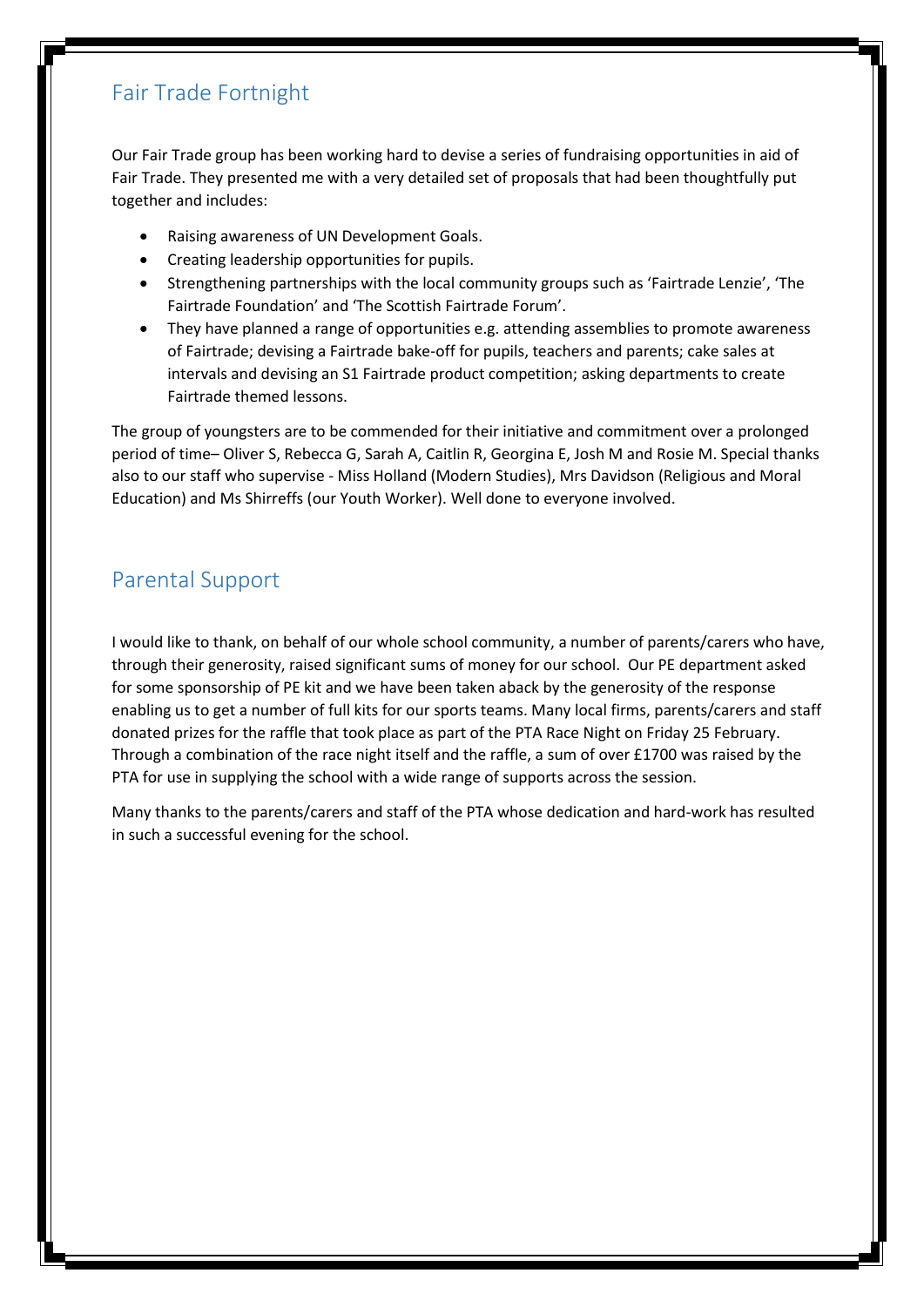## Fair Trade Fortnight

Our Fair Trade group has been working hard to devise a series of fundraising opportunities in aid of Fair Trade. They presented me with a very detailed set of proposals that had been thoughtfully put together and includes:

- Raising awareness of UN Development Goals.
- Creating leadership opportunities for pupils.
- Strengthening partnerships with the local community groups such as 'Fairtrade Lenzie', 'The Fairtrade Foundation' and 'The Scottish Fairtrade Forum'.
- They have planned a range of opportunities e.g. attending assemblies to promote awareness of Fairtrade; devising a Fairtrade bake-off for pupils, teachers and parents; cake sales at intervals and devising an S1 Fairtrade product competition; asking departments to create Fairtrade themed lessons.

The group of youngsters are to be commended for their initiative and commitment over a prolonged period of time– Oliver S, Rebecca G, Sarah A, Caitlin R, Georgina E, Josh M and Rosie M. Special thanks also to our staff who supervise - Miss Holland (Modern Studies), Mrs Davidson (Religious and Moral Education) and Ms Shirreffs (our Youth Worker). Well done to everyone involved.

## Parental Support

I would like to thank, on behalf of our whole school community, a number of parents/carers who have, through their generosity, raised significant sums of money for our school. Our PE department asked for some sponsorship of PE kit and we have been taken aback by the generosity of the response enabling us to get a number of full kits for our sports teams. Many local firms, parents/carers and staff donated prizes for the raffle that took place as part of the PTA Race Night on Friday 25 February. Through a combination of the race night itself and the raffle, a sum of over £1700 was raised by the PTA for use in supplying the school with a wide range of supports across the session.

Many thanks to the parents/carers and staff of the PTA whose dedication and hard-work has resulted in such a successful evening for the school.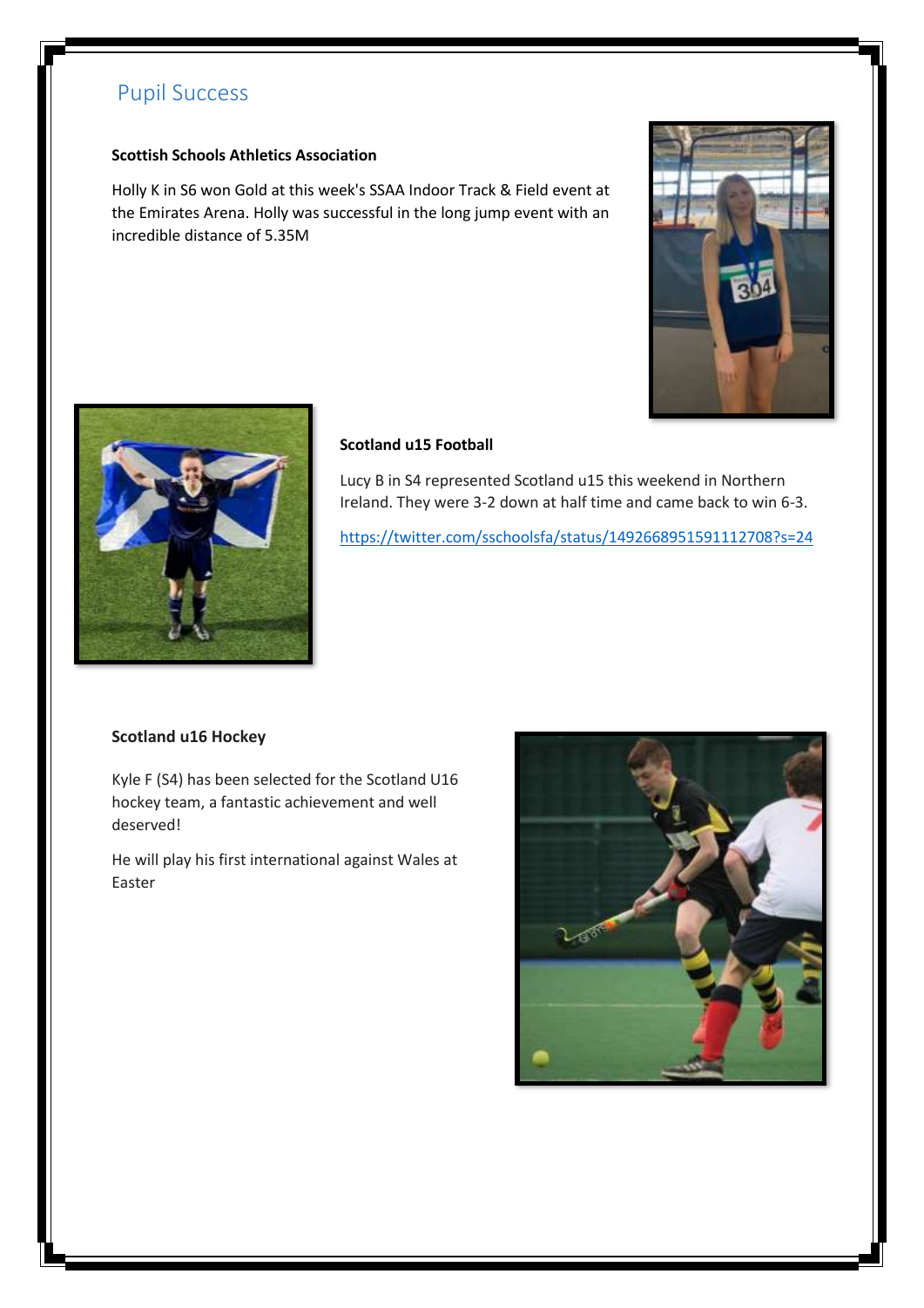# Pupil Success

**Scottish Schools Athletics Association**

Holly K in S6 won Gold at this week's SSAA Indoor Track & Field event at the Emirates Arena. Holly was successful in the long jump event with an incredible distance of 5.35M

**Scotland u15 Football**

Lucy B in S4 represented Scotland u15 this weekend in Northern Ireland. They were 3-2 down at half time and came back to win 6-3.

https://twitter.com/sschoolsfa/status/1492668951591112708?s=24

**Scotland u16 Hockey**

Kyle F (S4) has been selected for the Scotland U16 hockey team, a fantastic achievement and well deserved!

He will play his first international against Wales at Easter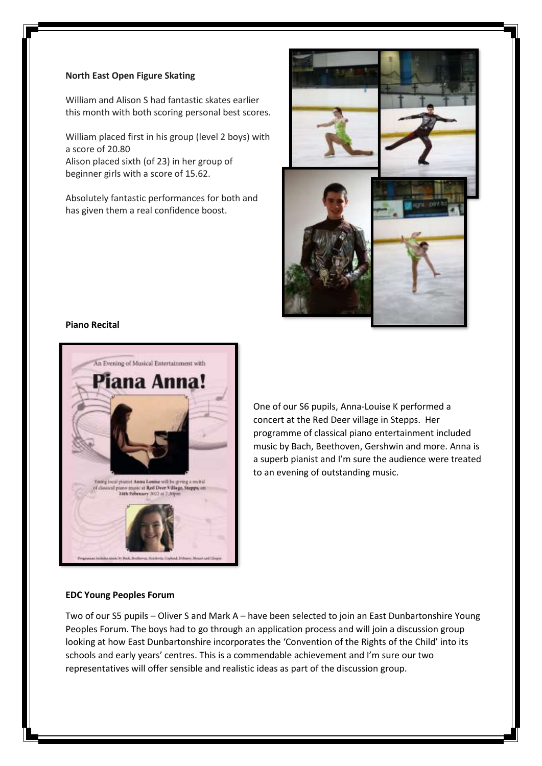**North East Open Figure Skating**

William and Alison S had fantastic skates earlier this month with both scoring personal best scores.

William placed first in his group (level 2 boys) with a score of 20.80
Alison placed sixth (of 23) in her group of beginner girls with a score of 15.62.

Absolutely fantastic performances for both and has given them a real confidence boost.

**Piano Recital**

One of our S6 pupils, Anna-Louise K performed a concert at the Red Deer village in Stepps. Her programme of classical piano entertainment included music by Bach, Beethoven, Gershwin and more. Anna is a superb pianist and I'm sure the audience were treated to an evening of outstanding music.

**EDC Young Peoples Forum**

Two of our S5 pupils – Oliver S and Mark A – have been selected to join an East Dunbartonshire Young Peoples Forum. The boys had to go through an application process and will join a discussion group looking at how East Dunbartonshire incorporates the 'Convention of the Rights of the Child' into its schools and early years' centres. This is a commendable achievement and I'm sure our two representatives will offer sensible and realistic ideas as part of the discussion group.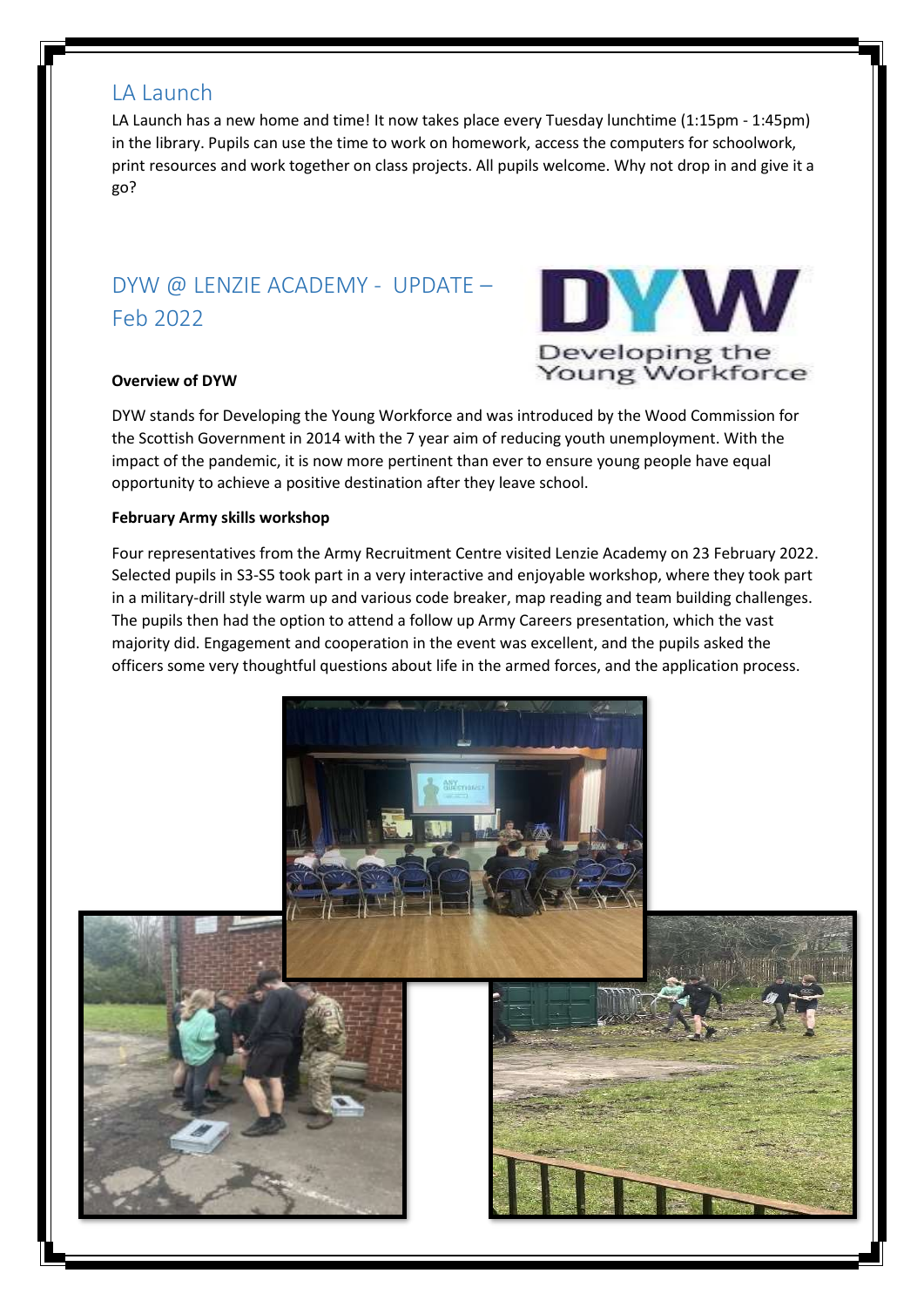## LA Launch

LA Launch has a new home and time! It now takes place every Tuesday lunchtime (1:15pm - 1:45pm) in the library. Pupils can use the time to work on homework, access the computers for schoolwork, print resources and work together on class projects. All pupils welcome. Why not drop in and give it a go?

## DYW @ LENZIE ACADEMY - UPDATE – Feb 2022

**Overview of DYW**

DYW stands for Developing the Young Workforce and was introduced by the Wood Commission for the Scottish Government in 2014 with the 7 year aim of reducing youth unemployment. With the impact of the pandemic, it is now more pertinent than ever to ensure young people have equal opportunity to achieve a positive destination after they leave school.

**February Army skills workshop**

Four representatives from the Army Recruitment Centre visited Lenzie Academy on 23 February 2022. Selected pupils in S3-S5 took part in a very interactive and enjoyable workshop, where they took part in a military-drill style warm up and various code breaker, map reading and team building challenges. The pupils then had the option to attend a follow up Army Careers presentation, which the vast majority did. Engagement and cooperation in the event was excellent, and the pupils asked the officers some very thoughtful questions about life in the armed forces, and the application process.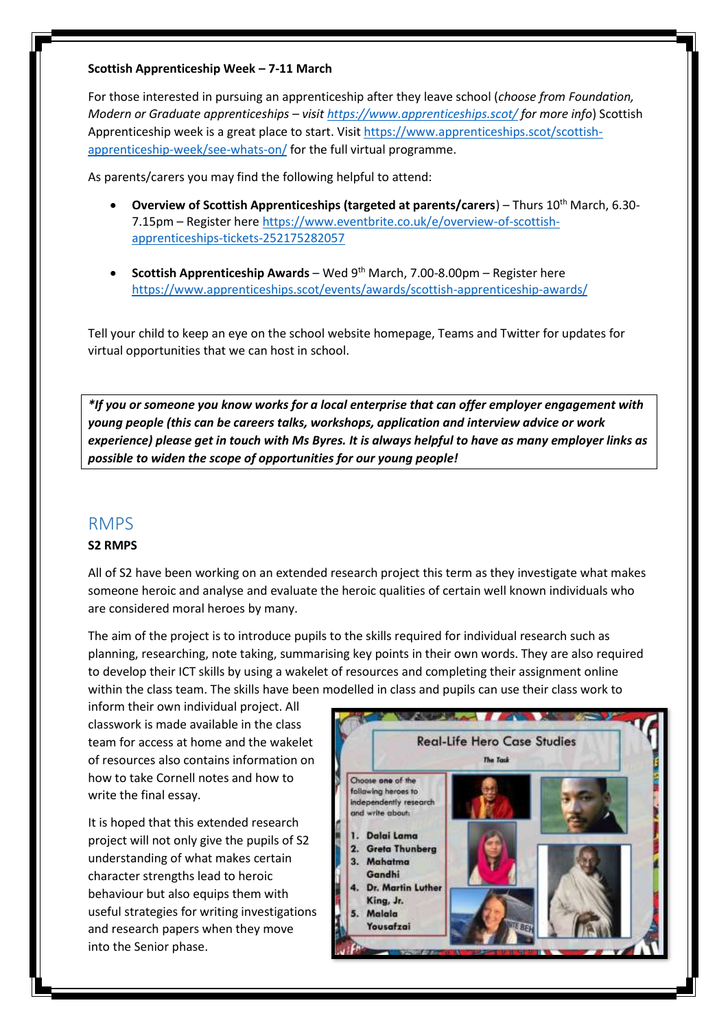**Scottish Apprenticeship Week – 7-11 March**

For those interested in pursuing an apprenticeship after they leave school (*choose from Foundation, Modern or Graduate apprenticeships – visit https://www.apprenticeships.scot/ for more info*) Scottish Apprenticeship week is a great place to start. Visit https://www.apprenticeships.scot/scottish-apprenticeship-week/see-whats-on/ for the full virtual programme.

As parents/carers you may find the following helpful to attend:

- **Overview of Scottish Apprenticeships (targeted at parents/carers**) – Thurs 10th March, 6.30-7.15pm – Register here https://www.eventbrite.co.uk/e/overview-of-scottish-apprenticeships-tickets-252175282057

- **Scottish Apprenticeship Awards** – Wed 9th March, 7.00-8.00pm – Register here https://www.apprenticeships.scot/events/awards/scottish-apprenticeship-awards/

Tell your child to keep an eye on the school website homepage, Teams and Twitter for updates for virtual opportunities that we can host in school.

***If you or someone you know works for a local enterprise that can offer employer engagement with young people (this can be careers talks, workshops, application and interview advice or work experience) please get in touch with Ms Byres. It is always helpful to have as many employer links as possible to widen the scope of opportunities for our young people!***

## RMPS

**S2 RMPS**

All of S2 have been working on an extended research project this term as they investigate what makes someone heroic and analyse and evaluate the heroic qualities of certain well known individuals who are considered moral heroes by many.

The aim of the project is to introduce pupils to the skills required for individual research such as planning, researching, note taking, summarising key points in their own words. They are also required to develop their ICT skills by using a wakelet of resources and completing their assignment online within the class team. The skills have been modelled in class and pupils can use their class work to inform their own individual project. All classwork is made available in the class team for access at home and the wakelet of resources also contains information on how to take Cornell notes and how to write the final essay.

It is hoped that this extended research project will not only give the pupils of S2 understanding of what makes certain character strengths lead to heroic behaviour but also equips them with useful strategies for writing investigations and research papers when they move into the Senior phase.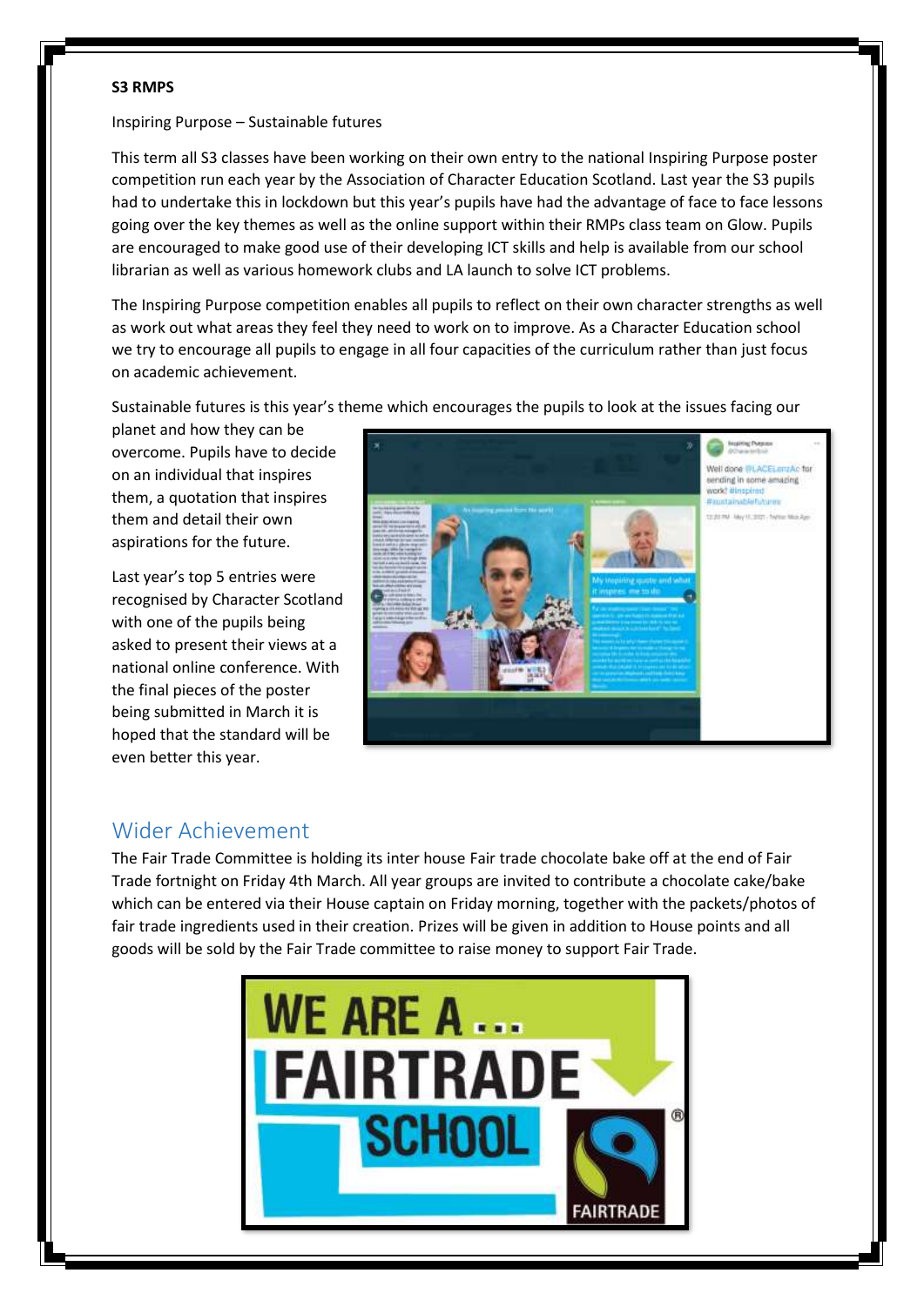**S3 RMPS**

Inspiring Purpose – Sustainable futures

This term all S3 classes have been working on their own entry to the national Inspiring Purpose poster competition run each year by the Association of Character Education Scotland. Last year the S3 pupils had to undertake this in lockdown but this year's pupils have had the advantage of face to face lessons going over the key themes as well as the online support within their RMPs class team on Glow. Pupils are encouraged to make good use of their developing ICT skills and help is available from our school librarian as well as various homework clubs and LA launch to solve ICT problems.

The Inspiring Purpose competition enables all pupils to reflect on their own character strengths as well as work out what areas they feel they need to work on to improve. As a Character Education school we try to encourage all pupils to engage in all four capacities of the curriculum rather than just focus on academic achievement.

Sustainable futures is this year's theme which encourages the pupils to look at the issues facing our planet and how they can be overcome. Pupils have to decide on an individual that inspires them, a quotation that inspires them and detail their own aspirations for the future.

Last year's top 5 entries were recognised by Character Scotland with one of the pupils being asked to present their views at a national online conference. With the final pieces of the poster being submitted in March it is hoped that the standard will be even better this year.

## Wider Achievement

The Fair Trade Committee is holding its inter house Fair trade chocolate bake off at the end of Fair Trade fortnight on Friday 4th March. All year groups are invited to contribute a chocolate cake/bake which can be entered via their House captain on Friday morning, together with the packets/photos of fair trade ingredients used in their creation. Prizes will be given in addition to House points and all goods will be sold by the Fair Trade committee to raise money to support Fair Trade.

WE ARE A ... FAIRTRADE SCHOOL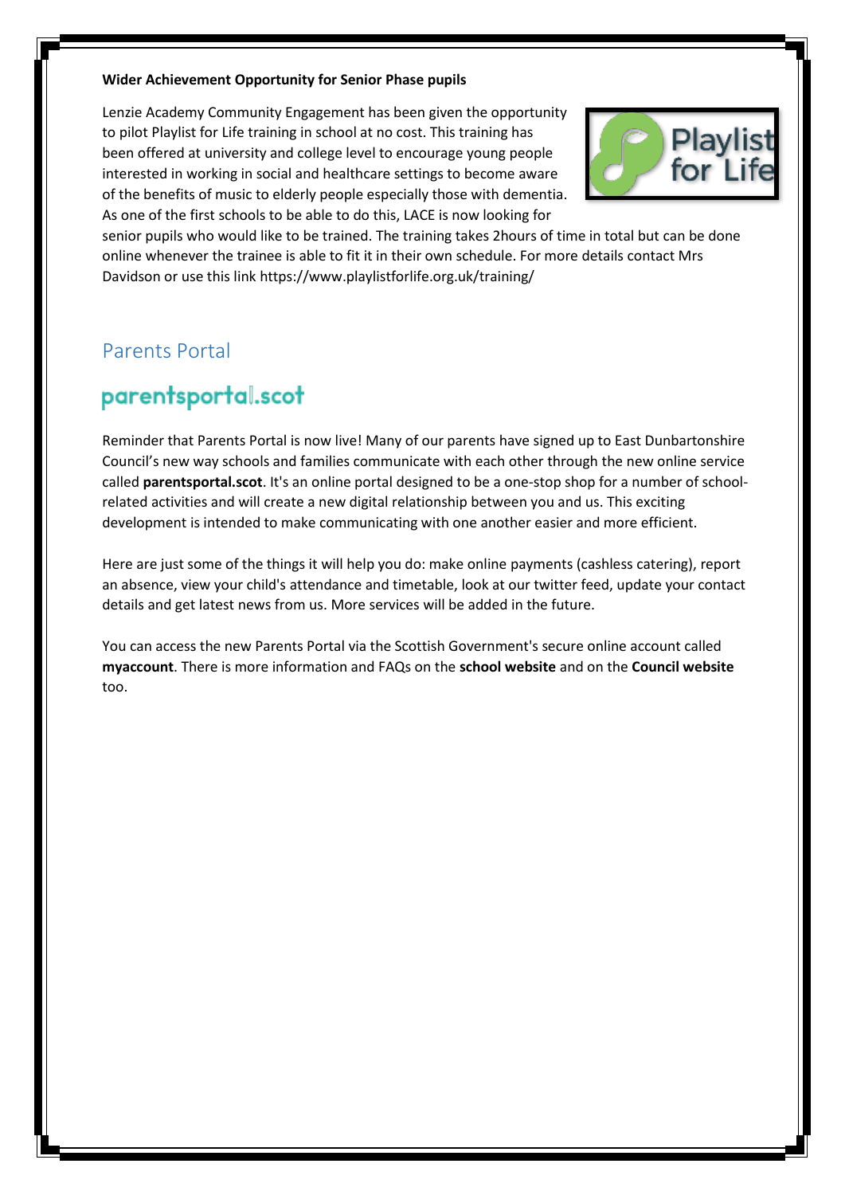**Wider Achievement Opportunity for Senior Phase pupils**

Lenzie Academy Community Engagement has been given the opportunity to pilot Playlist for Life training in school at no cost. This training has been offered at university and college level to encourage young people interested in working in social and healthcare settings to become aware of the benefits of music to elderly people especially those with dementia. As one of the first schools to be able to do this, LACE is now looking for senior pupils who would like to be trained. The training takes 2hours of time in total but can be done online whenever the trainee is able to fit it in their own schedule. For more details contact Mrs Davidson or use this link https://www.playlistforlife.org.uk/training/

## Parents Portal

## parentsportal.scot

Reminder that Parents Portal is now live! Many of our parents have signed up to East Dunbartonshire Council's new way schools and families communicate with each other through the new online service called **parentsportal.scot**. It's an online portal designed to be a one-stop shop for a number of school-related activities and will create a new digital relationship between you and us. This exciting development is intended to make communicating with one another easier and more efficient.

Here are just some of the things it will help you do: make online payments (cashless catering), report an absence, view your child's attendance and timetable, look at our twitter feed, update your contact details and get latest news from us. More services will be added in the future.

You can access the new Parents Portal via the Scottish Government's secure online account called **myaccount**. There is more information and FAQs on the **school website** and on the **Council website** too.